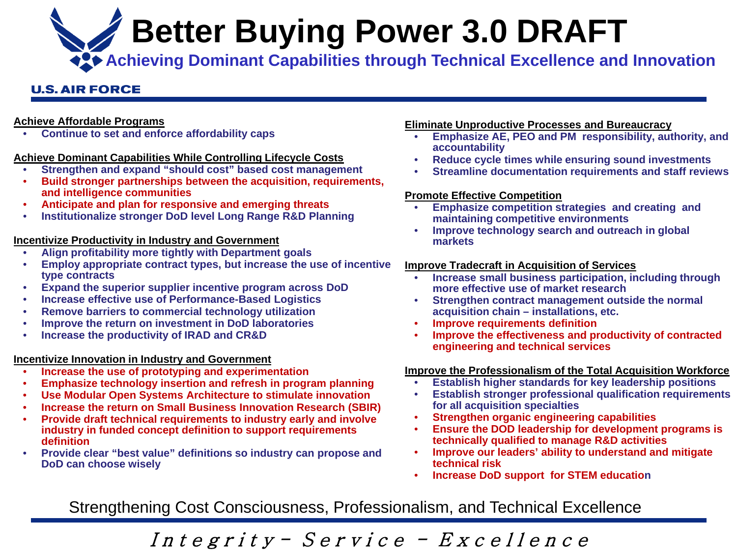# Better Buying Power 3.0 DRAFT

## Achieving Dominant Capabilities through Technical Excellence and Innovation

U.S. AIR FORCE

**Achieve Affordable Programs**

- Continue to set and enforce affordability caps

**Achieve Dominant Capabilities While Controlling Lifecycle Costs**

- Strengthen and expand "should cost" based cost management
- Build stronger partnerships between the acquisition, requirements, and intelligence communities
- Anticipate and plan for responsive and emerging threats
- Institutionalize stronger DoD level Long Range R&D Planning

**Incentivize Productivity in Industry and Government**

- Align profitability more tightly with Department goals
- Employ appropriate contract types, but increase the use of incentive type contracts
- Expand the superior supplier incentive program across DoD
- Increase effective use of Performance-Based Logistics
- Remove barriers to commercial technology utilization
- Improve the return on investment in DoD laboratories
- Increase the productivity of IRAD and CR&D

**Incentivize Innovation in Industry and Government**

- Increase the use of prototyping and experimentation
- Emphasize technology insertion and refresh in program planning
- Use Modular Open Systems Architecture to stimulate innovation
- Increase the return on Small Business Innovation Research (SBIR)
- Provide draft technical requirements to industry early and involve industry in funded concept definition to support requirements definition
- Provide clear "best value" definitions so industry can propose and DoD can choose wisely

**Eliminate Unproductive Processes and Bureaucracy**

- Emphasize AE, PEO and PM responsibility, authority, and accountability
- Reduce cycle times while ensuring sound investments
- Streamline documentation requirements and staff reviews

**Promote Effective Competition**

- Emphasize competition strategies and creating and maintaining competitive environments
- Improve technology search and outreach in global markets

**Improve Tradecraft in Acquisition of Services**

- Increase small business participation, including through more effective use of market research
- Strengthen contract management outside the normal acquisition chain – installations, etc.
- Improve requirements definition
- Improve the effectiveness and productivity of contracted engineering and technical services

**Improve the Professionalism of the Total Acquisition Workforce**

- Establish higher standards for key leadership positions
- Establish stronger professional qualification requirements for all acquisition specialties
- Strengthen organic engineering capabilities
- Ensure the DOD leadership for development programs is technically qualified to manage R&D activities
- Improve our leaders' ability to understand and mitigate technical risk
- Increase DoD support for STEM education

Strengthening Cost Consciousness, Professionalism, and Technical Excellence

*Integrity - Service - Excellence*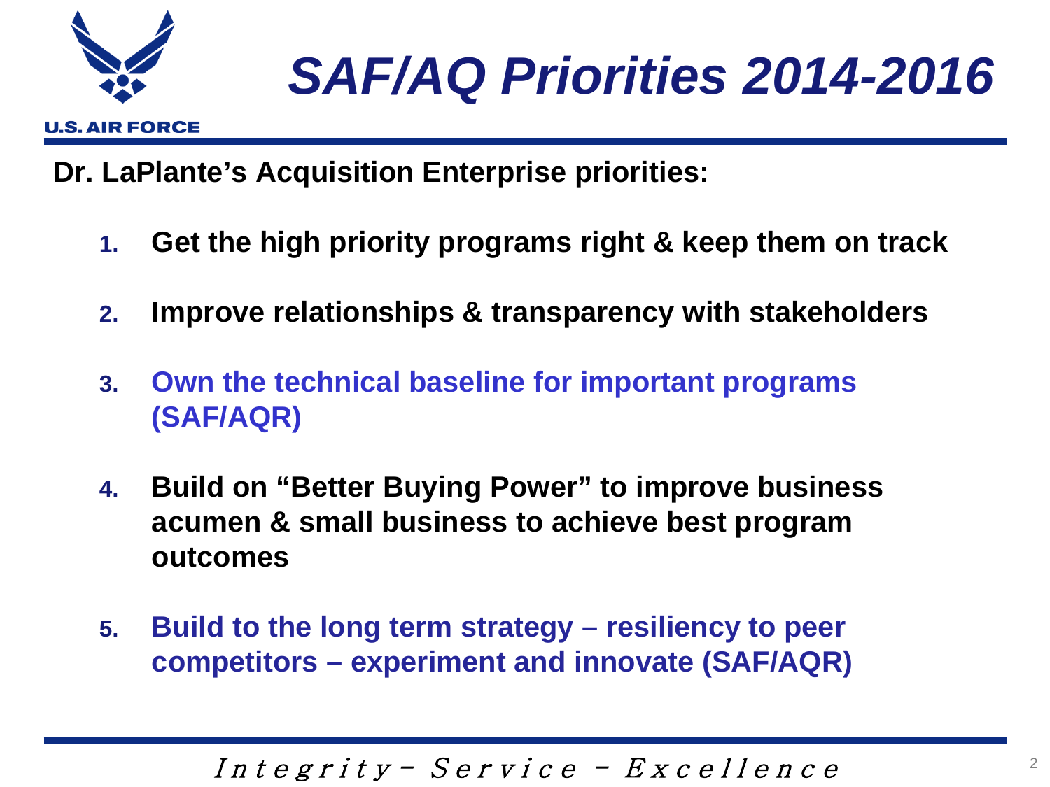# SAF/AQ Priorities 2014-2016

**Dr. LaPlante's Acquisition Enterprise priorities:**

1. **Get the high priority programs right & keep them on track**
2. **Improve relationships & transparency with stakeholders**
3. **Own the technical baseline for important programs (SAF/AQR)**
4. **Build on "Better Buying Power" to improve business acumen & small business to achieve best program outcomes**
5. **Build to the long term strategy – resiliency to peer competitors – experiment and innovate (SAF/AQR)**

*Integrity - Service - Excellence*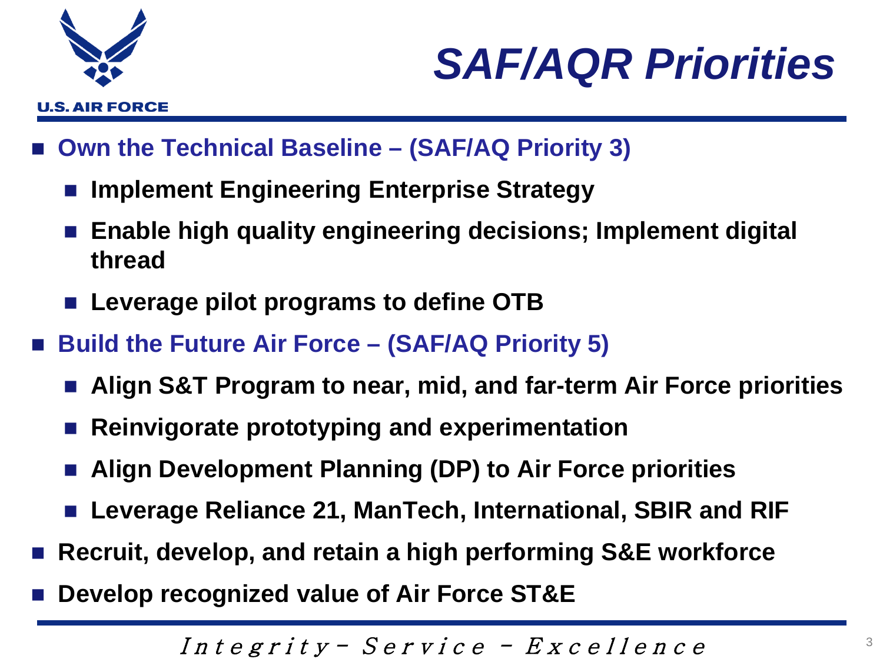# SAF/AQR Priorities

- **Own the Technical Baseline – (SAF/AQ Priority 3)**
  - **Implement Engineering Enterprise Strategy**
  - **Enable high quality engineering decisions; Implement digital thread**
  - **Leverage pilot programs to define OTB**
- **Build the Future Air Force – (SAF/AQ Priority 5)**
  - **Align S&T Program to near, mid, and far-term Air Force priorities**
  - **Reinvigorate prototyping and experimentation**
  - **Align Development Planning (DP) to Air Force priorities**
  - **Leverage Reliance 21, ManTech, International, SBIR and RIF**
- **Recruit, develop, and retain a high performing S&E workforce**
- **Develop recognized value of Air Force ST&E**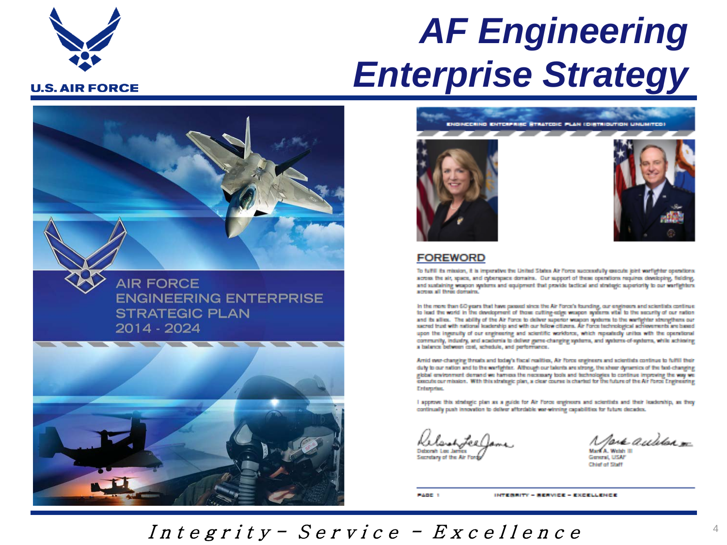# AF Engineering Enterprise Strategy

AIR FORCE ENGINEERING ENTERPRISE STRATEGIC PLAN 2014 - 2024

ENGINEERING ENTERPRISE STRATEGIC PLAN (DISTRIBUTION UNLIMITED)

## FOREWORD

To fulfill its mission, it is imperative the United States Air Force successfully execute joint warfighter operations across the air, space, and cyberspace domains. Our support of these operations requires developing, fielding, and sustaining weapon systems and equipment that provide tactical and strategic superiority to our warfighters across all three domains.

In the more than 60 years that have passed since the Air Force's founding, our engineers and scientists continue to lead the world in the development of those cutting-edge weapon systems vital to the security of our nation and its allies. The ability of the Air Force to deliver superior weapon systems to the warfighter strengthens our sacred trust with national leadership and with our fellow citizens. Air Force technological achievements are based upon the ingenuity of our engineering and scientific workforce, which repeatedly unites with the operational community, industry, and academia to deliver game-changing systems, and systems-of-systems, while achieving a balance between cost, schedule, and performance.

Amid ever-changing threats and today's fiscal realities, Air Force engineers and scientists continue to fulfill their duty to our nation and to the warfighter. Although our talents are strong, the sheer dynamics of the fast-changing global environment demand we harness the necessary tools and technologies to continue improving the way we execute our mission. With this strategic plan, a clear course is charted for the future of the Air Force Engineering Enterprise.

I approve this strategic plan as a guide for Air Force engineers and scientists and their leadership, as they continually push innovation to deliver affordable war-winning capabilities for future decades.

Deborah Lee James
Secretary of the Air Force

Mark A. Welsh III
General, USAF
Chief of Staff

PAGE 1 INTEGRITY – SERVICE – EXCELLENCE

*Integrity – Service – Excellence*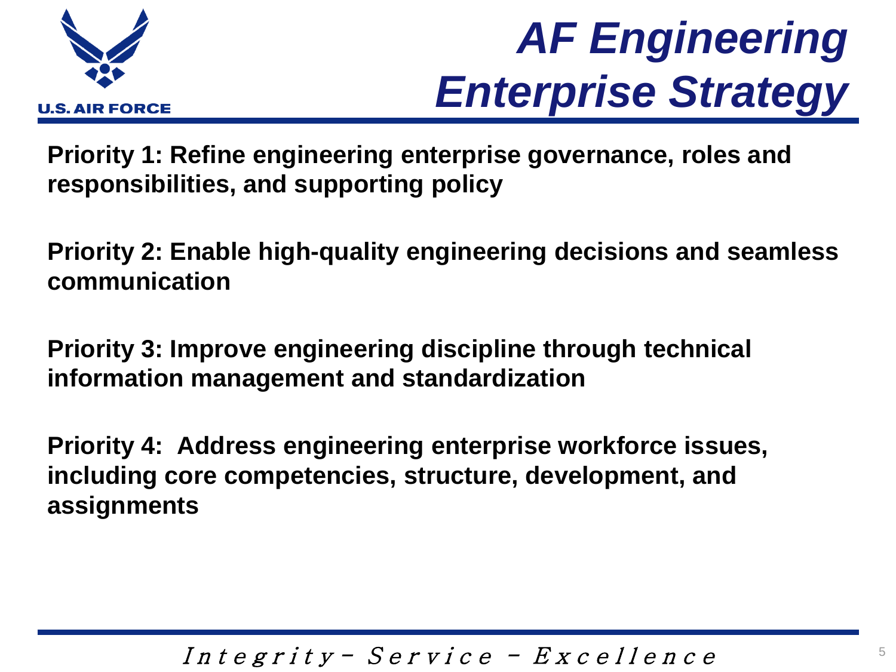# *AF Engineering Enterprise Strategy*

**Priority 1: Refine engineering enterprise governance, roles and responsibilities, and supporting policy**

**Priority 2: Enable high-quality engineering decisions and seamless communication**

**Priority 3: Improve engineering discipline through technical information management and standardization**

**Priority 4: Address engineering enterprise workforce issues, including core competencies, structure, development, and assignments**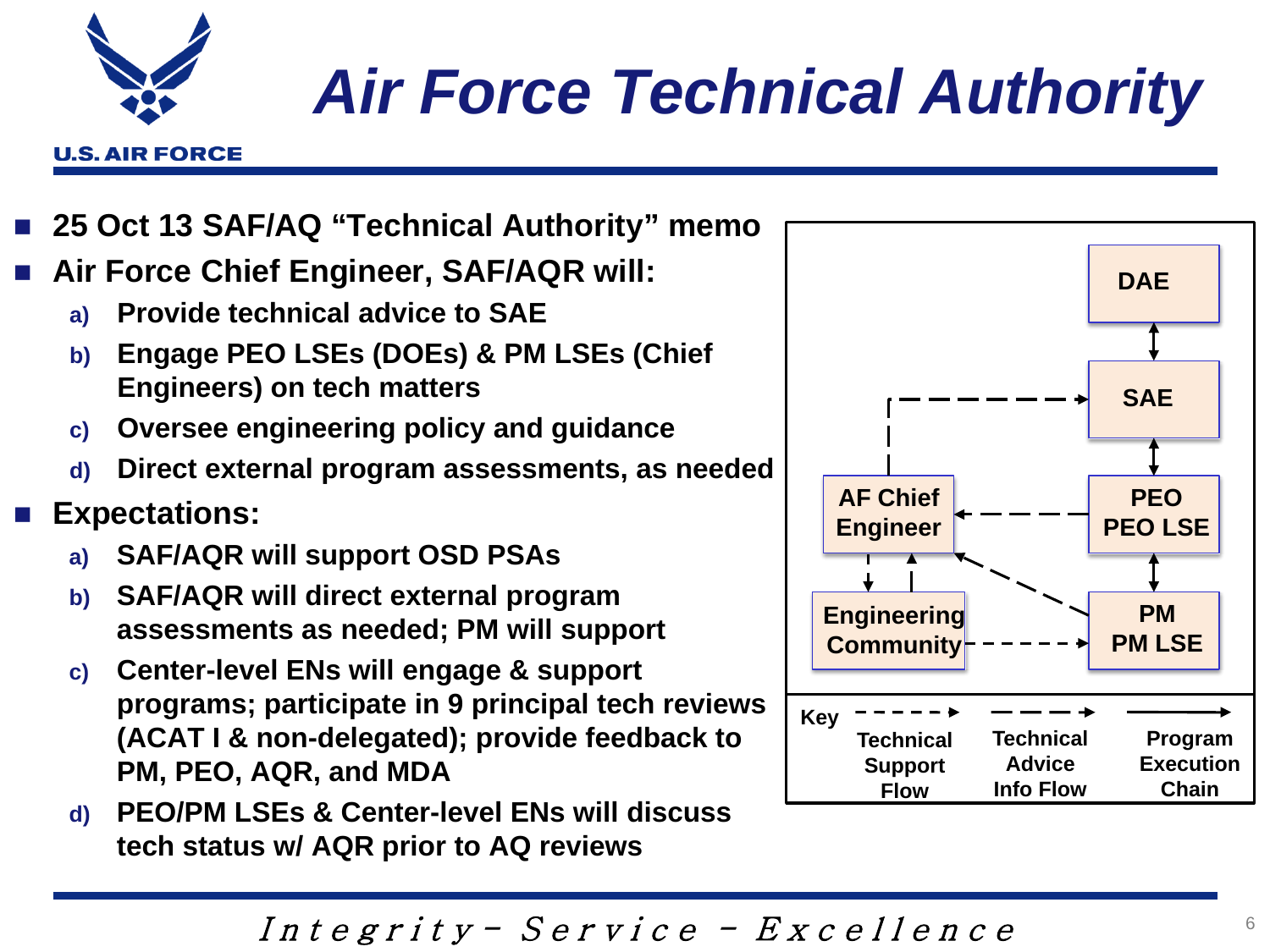# Air Force Technical Authority

- **25 Oct 13 SAF/AQ "Technical Authority" memo**
- **Air Force Chief Engineer, SAF/AQR will:**
  - a) **Provide technical advice to SAE**
  - b) **Engage PEO LSEs (DOEs) & PM LSEs (Chief Engineers) on tech matters**
  - c) **Oversee engineering policy and guidance**
  - d) **Direct external program assessments, as needed**
- **Expectations:**
  - a) **SAF/AQR will support OSD PSAs**
  - b) **SAF/AQR will direct external program assessments as needed; PM will support**
  - c) **Center-level ENs will engage & support programs; participate in 9 principal tech reviews (ACAT I & non-delegated); provide feedback to PM, PEO, AQR, and MDA**
  - d) **PEO/PM LSEs & Center-level ENs will discuss tech status w/ AQR prior to AQ reviews**

DAE

SAE

AF Chief Engineer

PEO
PEO LSE

Engineering Community

PM
PM LSE

Key: Technical Support Flow; Technical Advice Info Flow; Program Execution Chain

*Integrity - Service - Excellence*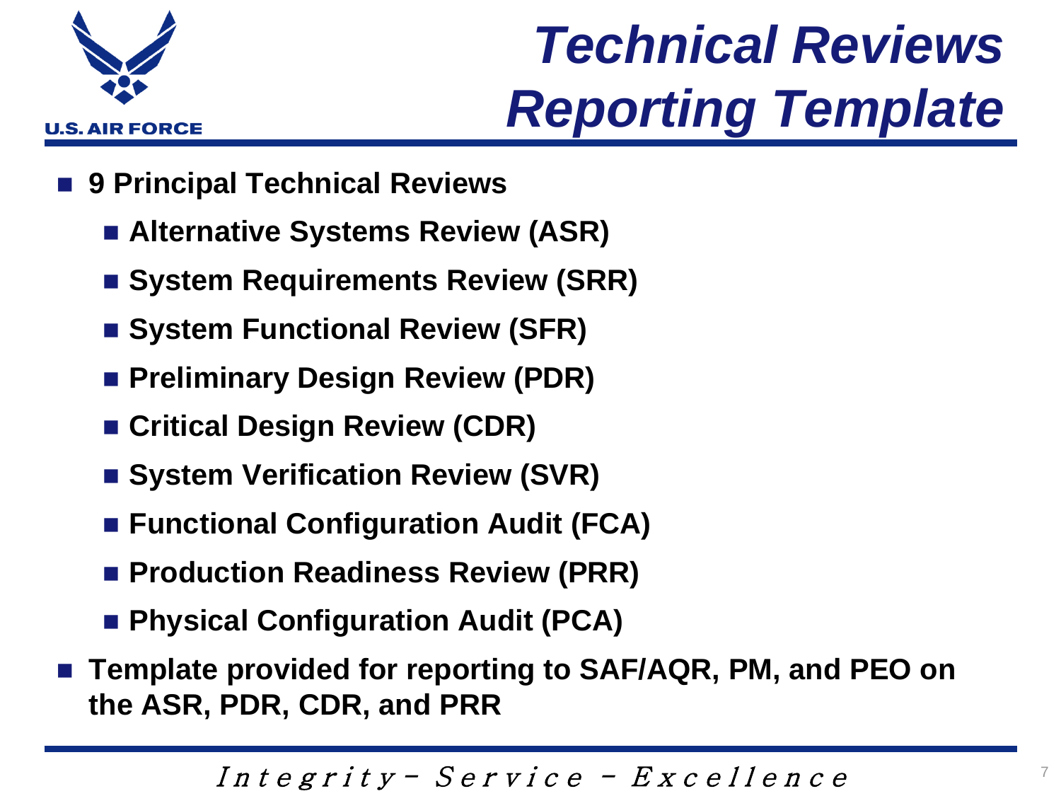# Technical Reviews Reporting Template

- **9 Principal Technical Reviews**
  - **Alternative Systems Review (ASR)**
  - **System Requirements Review (SRR)**
  - **System Functional Review (SFR)**
  - **Preliminary Design Review (PDR)**
  - **Critical Design Review (CDR)**
  - **System Verification Review (SVR)**
  - **Functional Configuration Audit (FCA)**
  - **Production Readiness Review (PRR)**
  - **Physical Configuration Audit (PCA)**
- **Template provided for reporting to SAF/AQR, PM, and PEO on the ASR, PDR, CDR, and PRR**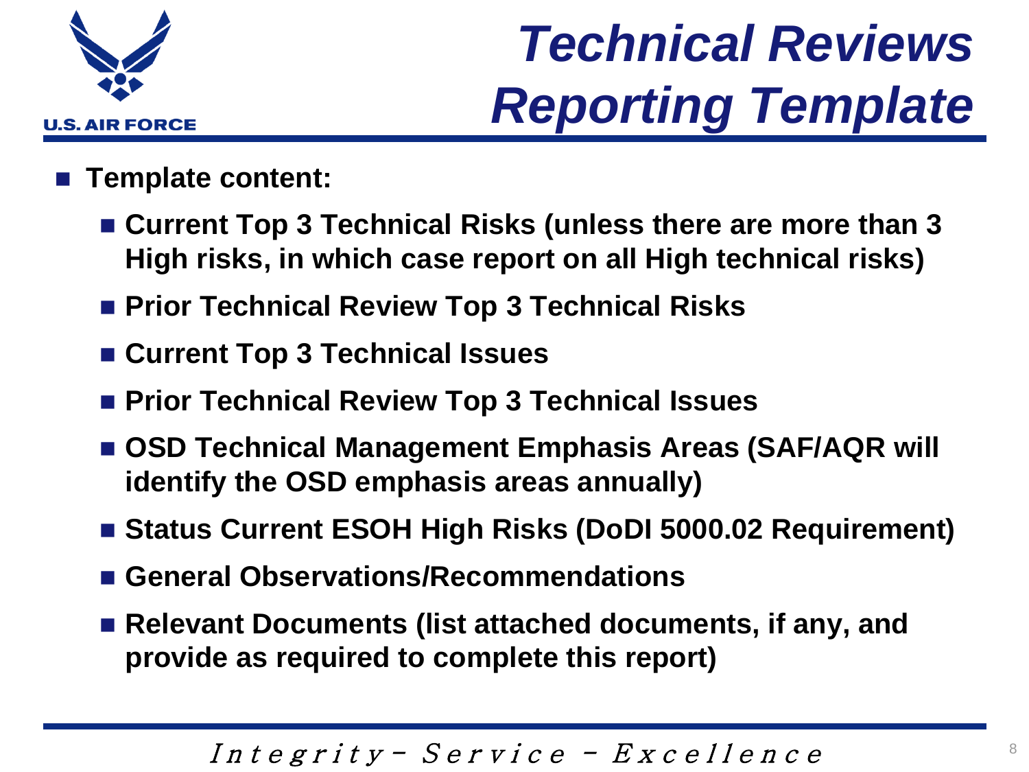# Technical Reviews Reporting Template

- **Template content:**
  - **Current Top 3 Technical Risks (unless there are more than 3 High risks, in which case report on all High technical risks)**
  - **Prior Technical Review Top 3 Technical Risks**
  - **Current Top 3 Technical Issues**
  - **Prior Technical Review Top 3 Technical Issues**
  - **OSD Technical Management Emphasis Areas (SAF/AQR will identify the OSD emphasis areas annually)**
  - **Status Current ESOH High Risks (DoDI 5000.02 Requirement)**
  - **General Observations/Recommendations**
  - **Relevant Documents (list attached documents, if any, and provide as required to complete this report)**